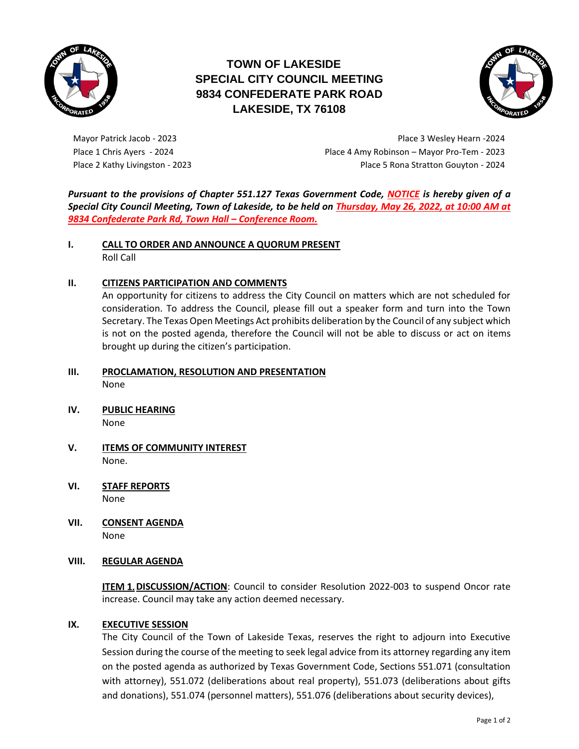# TOWN OF LAKESIDE
## SPECIAL CITY COUNCIL MEETING
## 9834 CONFEDERATE PARK ROAD
## LAKESIDE, TX 76108

Mayor Patrick Jacob - 2023
Place 1 Chris Ayers - 2024
Place 2 Kathy Livingston - 2023

Place 3 Wesley Hearn -2024
Place 4 Amy Robinson – Mayor Pro-Tem - 2023
Place 5 Rona Stratton Gouyton - 2024

***Pursuant to the provisions of Chapter 551.127 Texas Government Code, NOTICE is hereby given of a Special City Council Meeting, Town of Lakeside, to be held on Thursday, May 26, 2022, at 10:00 AM at 9834 Confederate Park Rd, Town Hall – Conference Room.***

**I. CALL TO ORDER AND ANNOUNCE A QUORUM PRESENT**

Roll Call

**II. CITIZENS PARTICIPATION AND COMMENTS**

An opportunity for citizens to address the City Council on matters which are not scheduled for consideration. To address the Council, please fill out a speaker form and turn into the Town Secretary. The Texas Open Meetings Act prohibits deliberation by the Council of any subject which is not on the posted agenda, therefore the Council will not be able to discuss or act on items brought up during the citizen's participation.

**III. PROCLAMATION, RESOLUTION AND PRESENTATION**

None

**IV. PUBLIC HEARING**

None

**V. ITEMS OF COMMUNITY INTEREST**

None.

**VI. STAFF REPORTS**

None

**VII. CONSENT AGENDA**

None

**VIII. REGULAR AGENDA**

**ITEM 1. DISCUSSION/ACTION**: Council to consider Resolution 2022-003 to suspend Oncor rate increase. Council may take any action deemed necessary.

**IX. EXECUTIVE SESSION**

The City Council of the Town of Lakeside Texas, reserves the right to adjourn into Executive Session during the course of the meeting to seek legal advice from its attorney regarding any item on the posted agenda as authorized by Texas Government Code, Sections 551.071 (consultation with attorney), 551.072 (deliberations about real property), 551.073 (deliberations about gifts and donations), 551.074 (personnel matters), 551.076 (deliberations about security devices),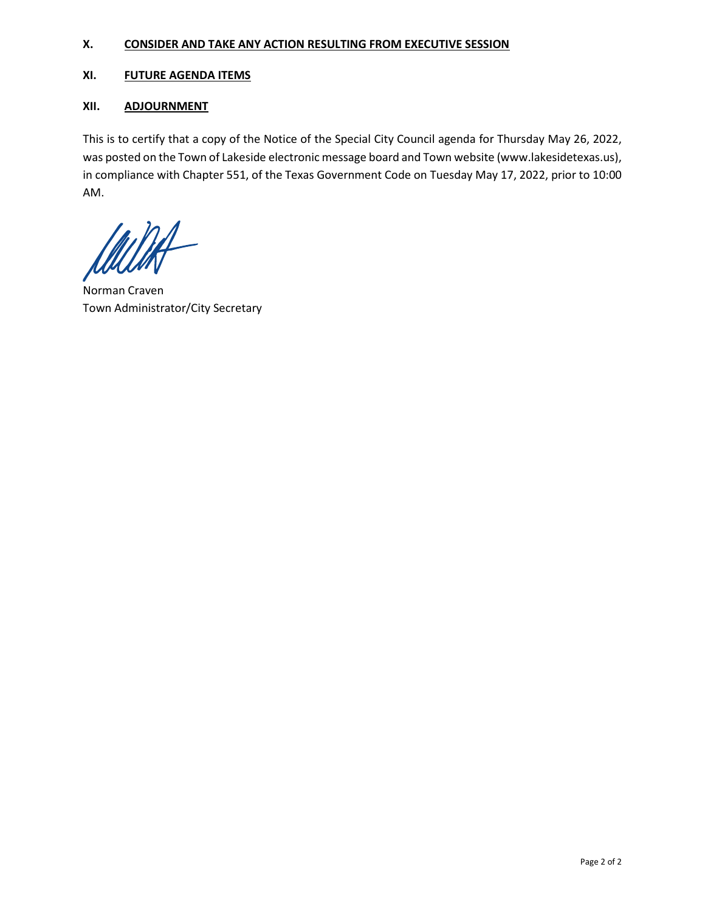**X. CONSIDER AND TAKE ANY ACTION RESULTING FROM EXECUTIVE SESSION**

**XI. FUTURE AGENDA ITEMS**

**XII. ADJOURNMENT**

This is to certify that a copy of the Notice of the Special City Council agenda for Thursday May 26, 2022, was posted on the Town of Lakeside electronic message board and Town website (www.lakesidetexas.us), in compliance with Chapter 551, of the Texas Government Code on Tuesday May 17, 2022, prior to 10:00 AM.

Norman Craven
Town Administrator/City Secretary